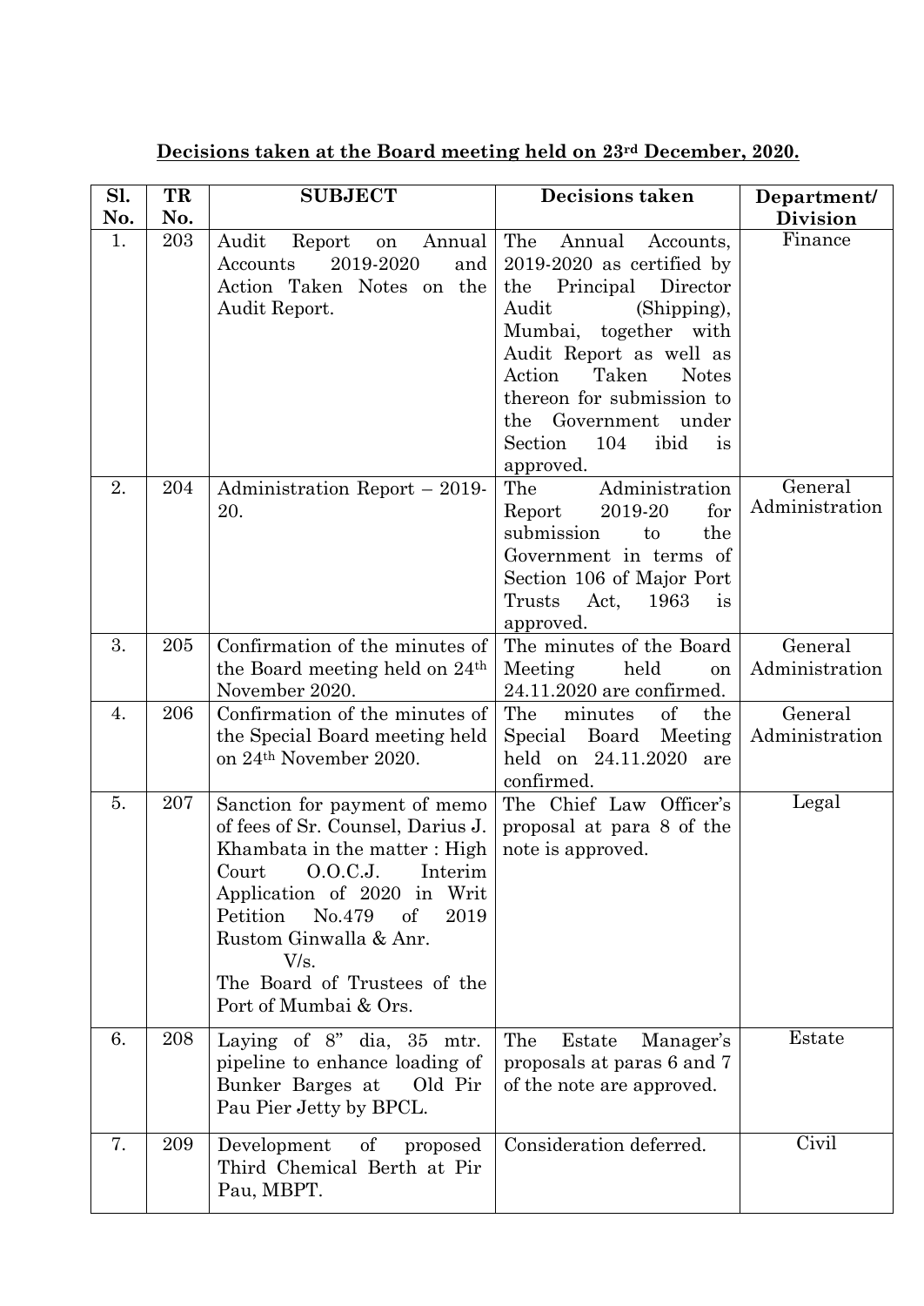**Decisions taken at the Board meeting held on 23rd December, 2020.**

| Sl. No. | TR No. | SUBJECT | Decisions taken | Department/ Division |
|---|---|---|---|---|
| 1. | 203 | Audit Report on Annual Accounts 2019-2020 and Action Taken Notes on the Audit Report. | The Annual Accounts, 2019-2020 as certified by the Principal Director Audit (Shipping), Mumbai, together with Audit Report as well as Action Taken Notes thereon for submission to the Government under Section 104 ibid is approved. | Finance |
| 2. | 204 | Administration Report – 2019-20. | The Administration Report 2019-20 for submission to the Government in terms of Section 106 of Major Port Trusts Act, 1963 is approved. | General Administration |
| 3. | 205 | Confirmation of the minutes of the Board meeting held on 24th November 2020. | The minutes of the Board Meeting held on 24.11.2020 are confirmed. | General Administration |
| 4. | 206 | Confirmation of the minutes of the Special Board meeting held on 24th November 2020. | The minutes of the Special Board Meeting held on 24.11.2020 are confirmed. | General Administration |
| 5. | 207 | Sanction for payment of memo of fees of Sr. Counsel, Darius J. Khambata in the matter : High Court O.O.C.J. Interim Application of 2020 in Writ Petition No.479 of 2019 Rustom Ginwalla & Anr. V/s. The Board of Trustees of the Port of Mumbai & Ors. | The Chief Law Officer's proposal at para 8 of the note is approved. | Legal |
| 6. | 208 | Laying of 8" dia, 35 mtr. pipeline to enhance loading of Bunker Barges at Old Pir Pau Pier Jetty by BPCL. | The Estate Manager's proposals at paras 6 and 7 of the note are approved. | Estate |
| 7. | 209 | Development of proposed Third Chemical Berth at Pir Pau, MBPT. | Consideration deferred. | Civil |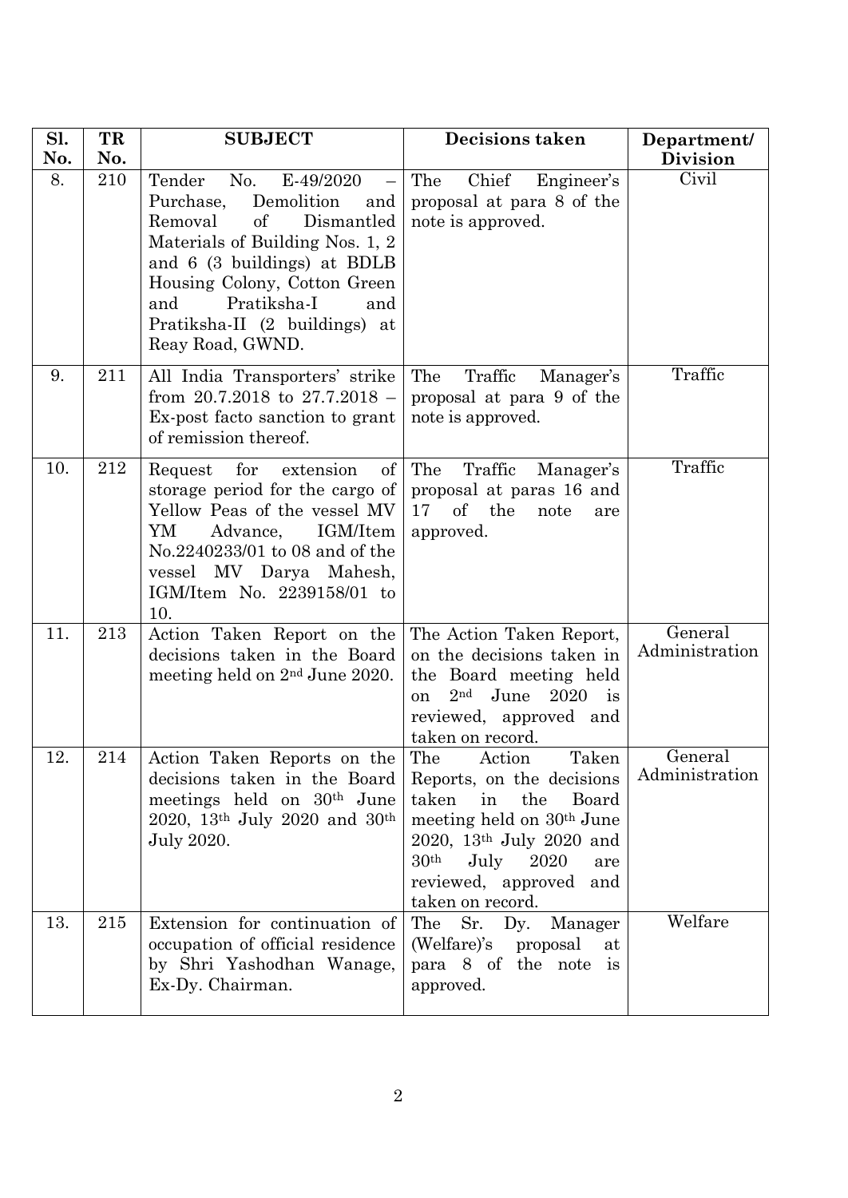| Sl. No. | TR No. | SUBJECT | Decisions taken | Department/ Division |
|---|---|---|---|---|
| 8. | 210 | Tender No. E-49/2020 – Purchase, Demolition and Removal of Dismantled Materials of Building Nos. 1, 2 and 6 (3 buildings) at BDLB Housing Colony, Cotton Green and Pratiksha-I and Pratiksha-II (2 buildings) at Reay Road, GWND. | The Chief Engineer's proposal at para 8 of the note is approved. | Civil |
| 9. | 211 | All India Transporters' strike from 20.7.2018 to 27.7.2018 – Ex-post facto sanction to grant of remission thereof. | The Traffic Manager's proposal at para 9 of the note is approved. | Traffic |
| 10. | 212 | Request for extension of storage period for the cargo of Yellow Peas of the vessel MV YM Advance, IGM/Item No.2240233/01 to 08 and of the vessel MV Darya Mahesh, IGM/Item No. 2239158/01 to 10. | The Traffic Manager's proposal at paras 16 and 17 of the note are approved. | Traffic |
| 11. | 213 | Action Taken Report on the decisions taken in the Board meeting held on 2nd June 2020. | The Action Taken Report, on the decisions taken in the Board meeting held on 2nd June 2020 is reviewed, approved and taken on record. | General Administration |
| 12. | 214 | Action Taken Reports on the decisions taken in the Board meetings held on 30th June 2020, 13th July 2020 and 30th July 2020. | The Action Taken Reports, on the decisions taken in the Board meeting held on 30th June 2020, 13th July 2020 and 30th July 2020 are reviewed, approved and taken on record. | General Administration |
| 13. | 215 | Extension for continuation of occupation of official residence by Shri Yashodhan Wanage, Ex-Dy. Chairman. | The Sr. Dy. Manager (Welfare)'s proposal at para 8 of the note is approved. | Welfare |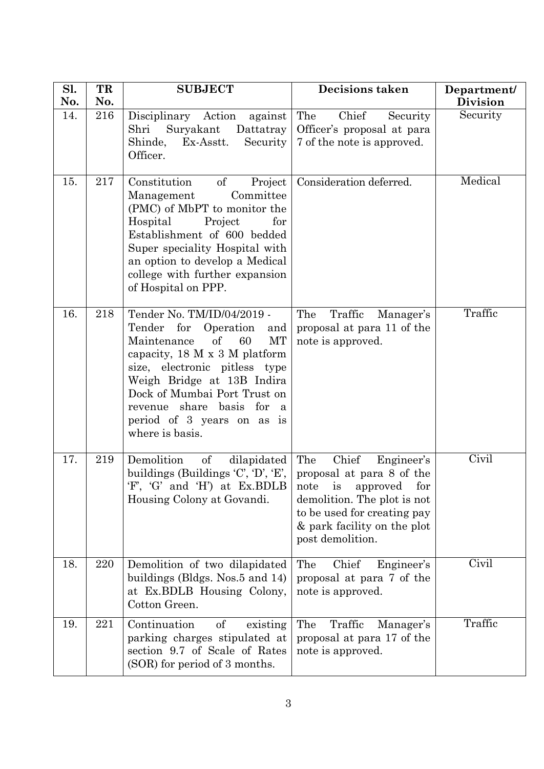| Sl. No. | TR No. | SUBJECT | Decisions taken | Department/ Division |
|---|---|---|---|---|
| 14. | 216 | Disciplinary Action against Shri Suryakant Dattatray Shinde, Ex-Asstt. Security Officer. | The Chief Security Officer's proposal at para 7 of the note is approved. | Security |
| 15. | 217 | Constitution of Project Management Committee (PMC) of MbPT to monitor the Hospital Project for Establishment of 600 bedded Super speciality Hospital with an option to develop a Medical college with further expansion of Hospital on PPP. | Consideration deferred. | Medical |
| 16. | 218 | Tender No. TM/ID/04/2019 - Tender for Operation and Maintenance of 60 MT capacity, 18 M x 3 M platform size, electronic pitless type Weigh Bridge at 13B Indira Dock of Mumbai Port Trust on revenue share basis for a period of 3 years on as is where is basis. | The Traffic Manager's proposal at para 11 of the note is approved. | Traffic |
| 17. | 219 | Demolition of dilapidated buildings (Buildings 'C', 'D', 'E', 'F', 'G' and 'H') at Ex.BDLB Housing Colony at Govandi. | The Chief Engineer's proposal at para 8 of the note is approved for demolition. The plot is not to be used for creating pay & park facility on the plot post demolition. | Civil |
| 18. | 220 | Demolition of two dilapidated buildings (Bldgs. Nos.5 and 14) at Ex.BDLB Housing Colony, Cotton Green. | The Chief Engineer's proposal at para 7 of the note is approved. | Civil |
| 19. | 221 | Continuation of existing parking charges stipulated at section 9.7 of Scale of Rates (SOR) for period of 3 months. | The Traffic Manager's proposal at para 17 of the note is approved. | Traffic |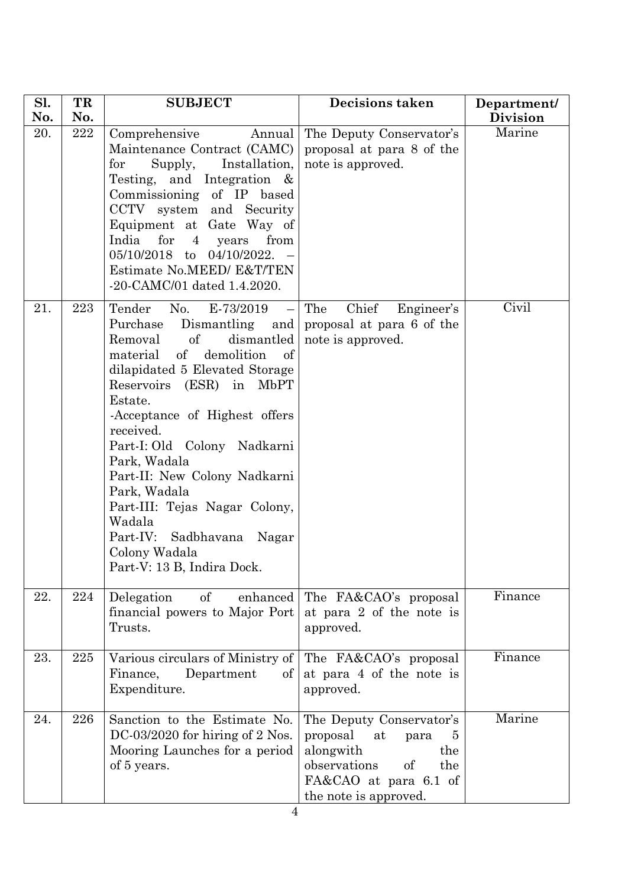| Sl. No. | TR No. | SUBJECT | Decisions taken | Department/ Division |
|---|---|---|---|---|
| 20. | 222 | Comprehensive Annual Maintenance Contract (CAMC) for Supply, Installation, Testing, and Integration & Commissioning of IP based CCTV system and Security Equipment at Gate Way of India for 4 years from 05/10/2018 to 04/10/2022. – Estimate No.MEED/ E&T/TEN -20-CAMC/01 dated 1.4.2020. | The Deputy Conservator's proposal at para 8 of the note is approved. | Marine |
| 21. | 223 | Tender No. E-73/2019 – Purchase Dismantling and Removal of dismantled material of demolition of dilapidated 5 Elevated Storage Reservoirs (ESR) in MbPT Estate.<br>-Acceptance of Highest offers received.<br>Part-I: Old Colony Nadkarni Park, Wadala<br>Part-II: New Colony Nadkarni Park, Wadala<br>Part-III: Tejas Nagar Colony, Wadala<br>Part-IV: Sadbhavana Nagar Colony Wadala<br>Part-V: 13 B, Indira Dock. | The Chief Engineer's proposal at para 6 of the note is approved. | Civil |
| 22. | 224 | Delegation of enhanced financial powers to Major Port Trusts. | The FA&CAO's proposal at para 2 of the note is approved. | Finance |
| 23. | 225 | Various circulars of Ministry of Finance, Department of Expenditure. | The FA&CAO's proposal at para 4 of the note is approved. | Finance |
| 24. | 226 | Sanction to the Estimate No. DC-03/2020 for hiring of 2 Nos. Mooring Launches for a period of 5 years. | The Deputy Conservator's proposal at para 5 alongwith the observations of the FA&CAO at para 6.1 of the note is approved. | Marine |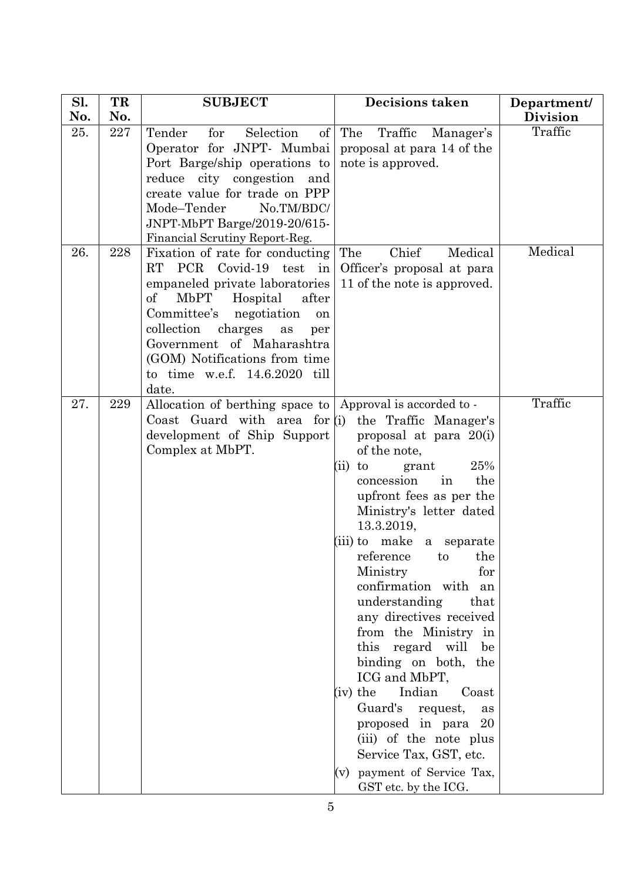| Sl. No. | TR No. | SUBJECT | Decisions taken | Department/ Division |
|---|---|---|---|---|
| 25. | 227 | Tender for Selection of Operator for JNPT- Mumbai Port Barge/ship operations to reduce city congestion and create value for trade on PPP Mode–Tender No.TM/BDC/ JNPT-MbPT Barge/2019-20/615-Financial Scrutiny Report-Reg. | The Traffic Manager's proposal at para 14 of the note is approved. | Traffic |
| 26. | 228 | Fixation of rate for conducting RT PCR Covid-19 test in empaneled private laboratories of MbPT Hospital after Committee's negotiation on collection charges as per Government of Maharashtra (GOM) Notifications from time to time w.e.f. 14.6.2020 till date. | The Chief Medical Officer's proposal at para 11 of the note is approved. | Medical |
| 27. | 229 | Allocation of berthing space to Coast Guard with area for development of Ship Support Complex at MbPT. | Approval is accorded to -<br>(i) the Traffic Manager's proposal at para 20(i) of the note,<br>(ii) to grant 25% concession in the upfront fees as per the Ministry's letter dated 13.3.2019,<br>(iii) to make a separate reference to the Ministry for confirmation with an understanding that any directives received from the Ministry in this regard will be binding on both, the ICG and MbPT,<br>(iv) the Indian Coast Guard's request, as proposed in para 20 (iii) of the note plus Service Tax, GST, etc.<br>(v) payment of Service Tax, GST etc. by the ICG. | Traffic |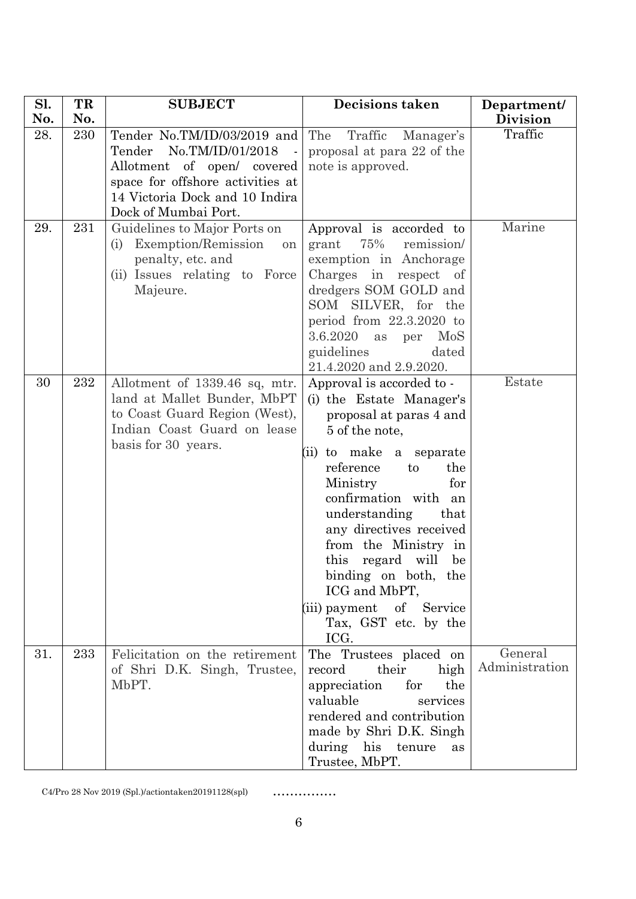| Sl. No. | TR No. | SUBJECT | Decisions taken | Department/ Division |
|---|---|---|---|---|
| 28. | 230 | Tender No.TM/ID/03/2019 and Tender No.TM/ID/01/2018 - Allotment of open/ covered space for offshore activities at 14 Victoria Dock and 10 Indira Dock of Mumbai Port. | The Traffic Manager's proposal at para 22 of the note is approved. | Traffic |
| 29. | 231 | Guidelines to Major Ports on<br>(i) Exemption/Remission on penalty, etc. and<br>(ii) Issues relating to Force Majeure. | Approval is accorded to grant 75% remission/ exemption in Anchorage Charges in respect of dredgers SOM GOLD and SOM SILVER, for the period from 22.3.2020 to 3.6.2020 as per MoS guidelines dated 21.4.2020 and 2.9.2020. | Marine |
| 30 | 232 | Allotment of 1339.46 sq, mtr. land at Mallet Bunder, MbPT to Coast Guard Region (West), Indian Coast Guard on lease basis for 30 years. | Approval is accorded to -<br>(i) the Estate Manager's proposal at paras 4 and 5 of the note,<br>(ii) to make a separate reference to the Ministry for confirmation with an understanding that any directives received from the Ministry in this regard will be binding on both, the ICG and MbPT,<br>(iii) payment of Service Tax, GST etc. by the ICG. | Estate |
| 31. | 233 | Felicitation on the retirement of Shri D.K. Singh, Trustee, MbPT. | The Trustees placed on record their high appreciation for the valuable services rendered and contribution made by Shri D.K. Singh during his tenure as Trustee, MbPT. | General Administration |

C4/Pro 28 Nov 2019 (Spl.)/actiontaken20191128(spl) ……………